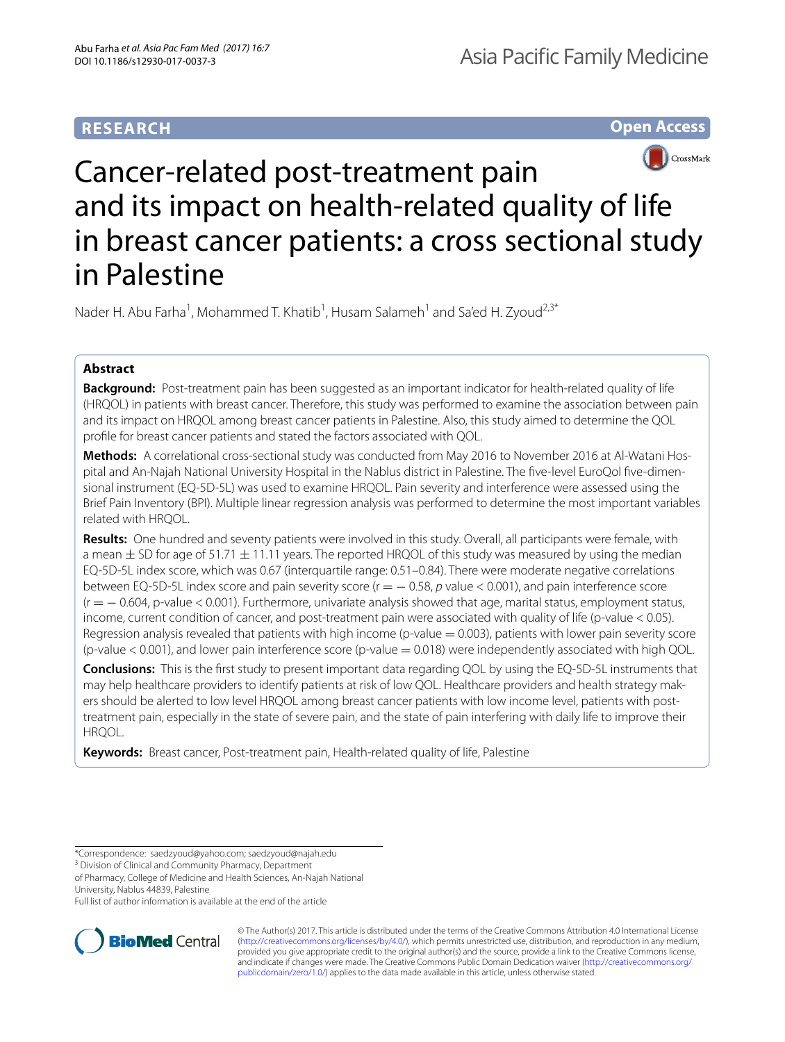RESEARCH

Open Access

# Cancer-related post-treatment pain and its impact on health-related quality of life in breast cancer patients: a cross sectional study in Palestine

Nader H. Abu Farha[1], Mohammed T. Khatib[1], Husam Salameh[1] and Sa'ed H. Zyoud[2,3*]

## Abstract

**Background:** Post-treatment pain has been suggested as an important indicator for health-related quality of life (HRQOL) in patients with breast cancer. Therefore, this study was performed to examine the association between pain and its impact on HRQOL among breast cancer patients in Palestine. Also, this study aimed to determine the QOL profile for breast cancer patients and stated the factors associated with QOL.

**Methods:** A correlational cross-sectional study was conducted from May 2016 to November 2016 at Al-Watani Hospital and An-Najah National University Hospital in the Nablus district in Palestine. The five-level EuroQol five-dimensional instrument (EQ-5D-5L) was used to examine HRQOL. Pain severity and interference were assessed using the Brief Pain Inventory (BPI). Multiple linear regression analysis was performed to determine the most important variables related with HRQOL.

**Results:** One hundred and seventy patients were involved in this study. Overall, all participants were female, with a mean ± SD for age of 51.71 ± 11.11 years. The reported HRQOL of this study was measured by using the median EQ-5D-5L index score, which was 0.67 (interquartile range: 0.51–0.84). There were moderate negative correlations between EQ-5D-5L index score and pain severity score ($r = -0.58$, $p$ value $< 0.001$), and pain interference score ($r = -0.604$, p-value $< 0.001$). Furthermore, univariate analysis showed that age, marital status, employment status, income, current condition of cancer, and post-treatment pain were associated with quality of life (p-value $< 0.05$). Regression analysis revealed that patients with high income (p-value $= 0.003$), patients with lower pain severity score (p-value $< 0.001$), and lower pain interference score (p-value $= 0.018$) were independently associated with high QOL.

**Conclusions:** This is the first study to present important data regarding QOL by using the EQ-5D-5L instruments that may help healthcare providers to identify patients at risk of low QOL. Healthcare providers and health strategy makers should be alerted to low level HRQOL among breast cancer patients with low income level, patients with post-treatment pain, especially in the state of severe pain, and the state of pain interfering with daily life to improve their HRQOL.

**Keywords:** Breast cancer, Post-treatment pain, Health-related quality of life, Palestine

*Correspondence: saedzyoud@yahoo.com; saedzyoud@najah.edu
[3] Division of Clinical and Community Pharmacy, Department of Pharmacy, College of Medicine and Health Sciences, An-Najah National University, Nablus 44839, Palestine
Full list of author information is available at the end of the article

© The Author(s) 2017. This article is distributed under the terms of the Creative Commons Attribution 4.0 International License (http://creativecommons.org/licenses/by/4.0/), which permits unrestricted use, distribution, and reproduction in any medium, provided you give appropriate credit to the original author(s) and the source, provide a link to the Creative Commons license, and indicate if changes were made. The Creative Commons Public Domain Dedication waiver (http://creativecommons.org/publicdomain/zero/1.0/) applies to the data made available in this article, unless otherwise stated.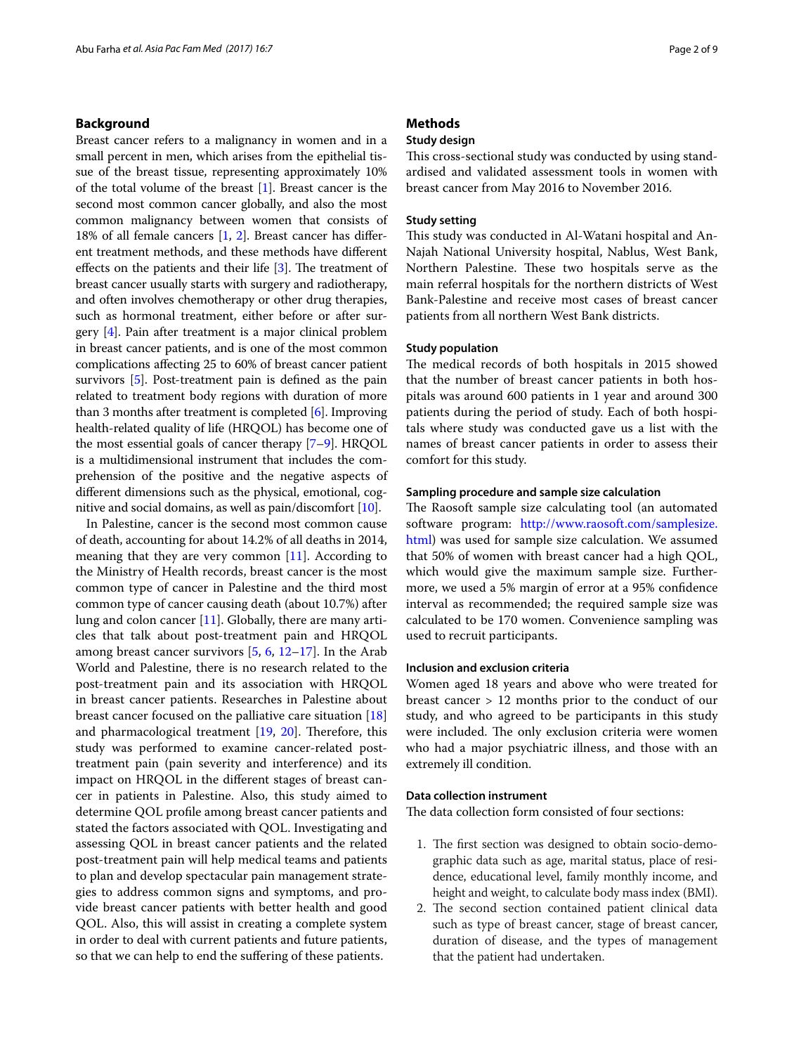## Background

Breast cancer refers to a malignancy in women and in a small percent in men, which arises from the epithelial tissue of the breast tissue, representing approximately 10% of the total volume of the breast [1]. Breast cancer is the second most common cancer globally, and also the most common malignancy between women that consists of 18% of all female cancers [1, 2]. Breast cancer has different treatment methods, and these methods have different effects on the patients and their life [3]. The treatment of breast cancer usually starts with surgery and radiotherapy, and often involves chemotherapy or other drug therapies, such as hormonal treatment, either before or after surgery [4]. Pain after treatment is a major clinical problem in breast cancer patients, and is one of the most common complications affecting 25 to 60% of breast cancer patient survivors [5]. Post-treatment pain is defined as the pain related to treatment body regions with duration of more than 3 months after treatment is completed [6]. Improving health-related quality of life (HRQOL) has become one of the most essential goals of cancer therapy [7–9]. HRQOL is a multidimensional instrument that includes the comprehension of the positive and the negative aspects of different dimensions such as the physical, emotional, cognitive and social domains, as well as pain/discomfort [10].

In Palestine, cancer is the second most common cause of death, accounting for about 14.2% of all deaths in 2014, meaning that they are very common [11]. According to the Ministry of Health records, breast cancer is the most common type of cancer in Palestine and the third most common type of cancer causing death (about 10.7%) after lung and colon cancer [11]. Globally, there are many articles that talk about post-treatment pain and HRQOL among breast cancer survivors [5, 6, 12–17]. In the Arab World and Palestine, there is no research related to the post-treatment pain and its association with HRQOL in breast cancer patients. Researches in Palestine about breast cancer focused on the palliative care situation [18] and pharmacological treatment [19, 20]. Therefore, this study was performed to examine cancer-related post-treatment pain (pain severity and interference) and its impact on HRQOL in the different stages of breast cancer in patients in Palestine. Also, this study aimed to determine QOL profile among breast cancer patients and stated the factors associated with QOL. Investigating and assessing QOL in breast cancer patients and the related post-treatment pain will help medical teams and patients to plan and develop spectacular pain management strategies to address common signs and symptoms, and provide breast cancer patients with better health and good QOL. Also, this will assist in creating a complete system in order to deal with current patients and future patients, so that we can help to end the suffering of these patients.

## Methods

### Study design

This cross-sectional study was conducted by using standardised and validated assessment tools in women with breast cancer from May 2016 to November 2016.

### Study setting

This study was conducted in Al-Watani hospital and An-Najah National University hospital, Nablus, West Bank, Northern Palestine. These two hospitals serve as the main referral hospitals for the northern districts of West Bank-Palestine and receive most cases of breast cancer patients from all northern West Bank districts.

### Study population

The medical records of both hospitals in 2015 showed that the number of breast cancer patients in both hospitals was around 600 patients in 1 year and around 300 patients during the period of study. Each of both hospitals where study was conducted gave us a list with the names of breast cancer patients in order to assess their comfort for this study.

### Sampling procedure and sample size calculation

The Raosoft sample size calculating tool (an automated software program: http://www.raosoft.com/samplesize.html) was used for sample size calculation. We assumed that 50% of women with breast cancer had a high QOL, which would give the maximum sample size. Furthermore, we used a 5% margin of error at a 95% confidence interval as recommended; the required sample size was calculated to be 170 women. Convenience sampling was used to recruit participants.

### Inclusion and exclusion criteria

Women aged 18 years and above who were treated for breast cancer > 12 months prior to the conduct of our study, and who agreed to be participants in this study were included. The only exclusion criteria were women who had a major psychiatric illness, and those with an extremely ill condition.

### Data collection instrument

The data collection form consisted of four sections:

1. The first section was designed to obtain socio-demographic data such as age, marital status, place of residence, educational level, family monthly income, and height and weight, to calculate body mass index (BMI).
2. The second section contained patient clinical data such as type of breast cancer, stage of breast cancer, duration of disease, and the types of management that the patient had undertaken.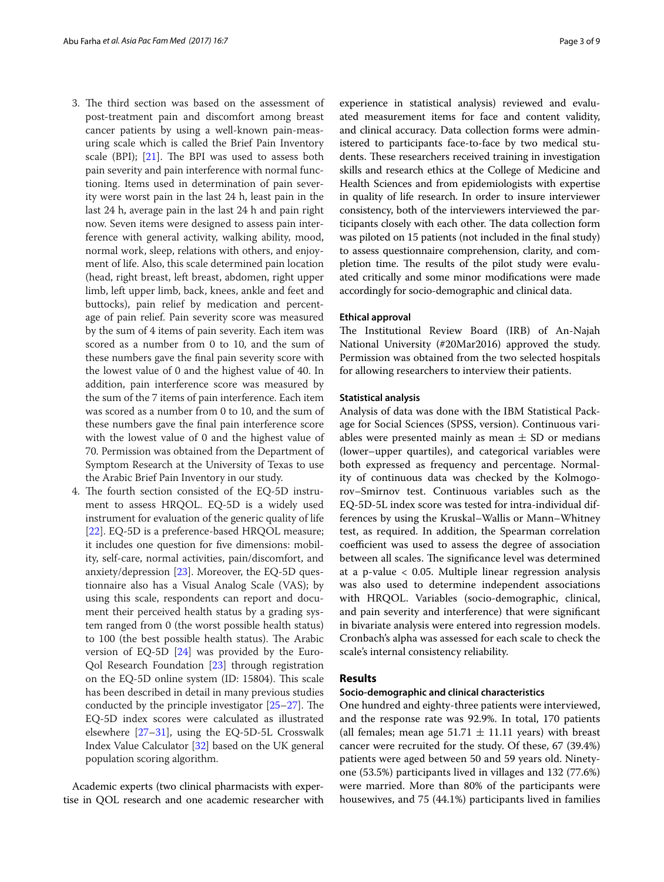3. The third section was based on the assessment of post-treatment pain and discomfort among breast cancer patients by using a well-known pain-measuring scale which is called the Brief Pain Inventory scale (BPI); [21]. The BPI was used to assess both pain severity and pain interference with normal functioning. Items used in determination of pain severity were worst pain in the last 24 h, least pain in the last 24 h, average pain in the last 24 h and pain right now. Seven items were designed to assess pain interference with general activity, walking ability, mood, normal work, sleep, relations with others, and enjoyment of life. Also, this scale determined pain location (head, right breast, left breast, abdomen, right upper limb, left upper limb, back, knees, ankle and feet and buttocks), pain relief by medication and percentage of pain relief. Pain severity score was measured by the sum of 4 items of pain severity. Each item was scored as a number from 0 to 10, and the sum of these numbers gave the final pain severity score with the lowest value of 0 and the highest value of 40. In addition, pain interference score was measured by the sum of the 7 items of pain interference. Each item was scored as a number from 0 to 10, and the sum of these numbers gave the final pain interference score with the lowest value of 0 and the highest value of 70. Permission was obtained from the Department of Symptom Research at the University of Texas to use the Arabic Brief Pain Inventory in our study.
4. The fourth section consisted of the EQ-5D instrument to assess HRQOL. EQ-5D is a widely used instrument for evaluation of the generic quality of life [22]. EQ-5D is a preference-based HRQOL measure; it includes one question for five dimensions: mobility, self-care, normal activities, pain/discomfort, and anxiety/depression [23]. Moreover, the EQ-5D questionnaire also has a Visual Analog Scale (VAS); by using this scale, respondents can report and document their perceived health status by a grading system ranged from 0 (the worst possible health status) to 100 (the best possible health status). The Arabic version of EQ-5D [24] was provided by the EuroQol Research Foundation [23] through registration on the EQ-5D online system (ID: 15804). This scale has been described in detail in many previous studies conducted by the principle investigator [25–27]. The EQ-5D index scores were calculated as illustrated elsewhere [27–31], using the EQ-5D-5L Crosswalk Index Value Calculator [32] based on the UK general population scoring algorithm.

Academic experts (two clinical pharmacists with expertise in QOL research and one academic researcher with experience in statistical analysis) reviewed and evaluated measurement items for face and content validity, and clinical accuracy. Data collection forms were administered to participants face-to-face by two medical students. These researchers received training in investigation skills and research ethics at the College of Medicine and Health Sciences and from epidemiologists with expertise in quality of life research. In order to insure interviewer consistency, both of the interviewers interviewed the participants closely with each other. The data collection form was piloted on 15 patients (not included in the final study) to assess questionnaire comprehension, clarity, and completion time. The results of the pilot study were evaluated critically and some minor modifications were made accordingly for socio-demographic and clinical data.

### Ethical approval

The Institutional Review Board (IRB) of An-Najah National University (#20Mar2016) approved the study. Permission was obtained from the two selected hospitals for allowing researchers to interview their patients.

### Statistical analysis

Analysis of data was done with the IBM Statistical Package for Social Sciences (SPSS, version). Continuous variables were presented mainly as mean ± SD or medians (lower–upper quartiles), and categorical variables were both expressed as frequency and percentage. Normality of continuous data was checked by the Kolmogorov–Smirnov test. Continuous variables such as the EQ-5D-5L index score was tested for intra-individual differences by using the Kruskal–Wallis or Mann–Whitney test, as required. In addition, the Spearman correlation coefficient was used to assess the degree of association between all scales. The significance level was determined at a p-value $< 0.05$. Multiple linear regression analysis was also used to determine independent associations with HRQOL. Variables (socio-demographic, clinical, and pain severity and interference) that were significant in bivariate analysis were entered into regression models. Cronbach's alpha was assessed for each scale to check the scale's internal consistency reliability.

## Results

### Socio-demographic and clinical characteristics

One hundred and eighty-three patients were interviewed, and the response rate was 92.9%. In total, 170 patients (all females; mean age 51.71 ± 11.11 years) with breast cancer were recruited for the study. Of these, 67 (39.4%) patients were aged between 50 and 59 years old. Ninety-one (53.5%) participants lived in villages and 132 (77.6%) were married. More than 80% of the participants were housewives, and 75 (44.1%) participants lived in families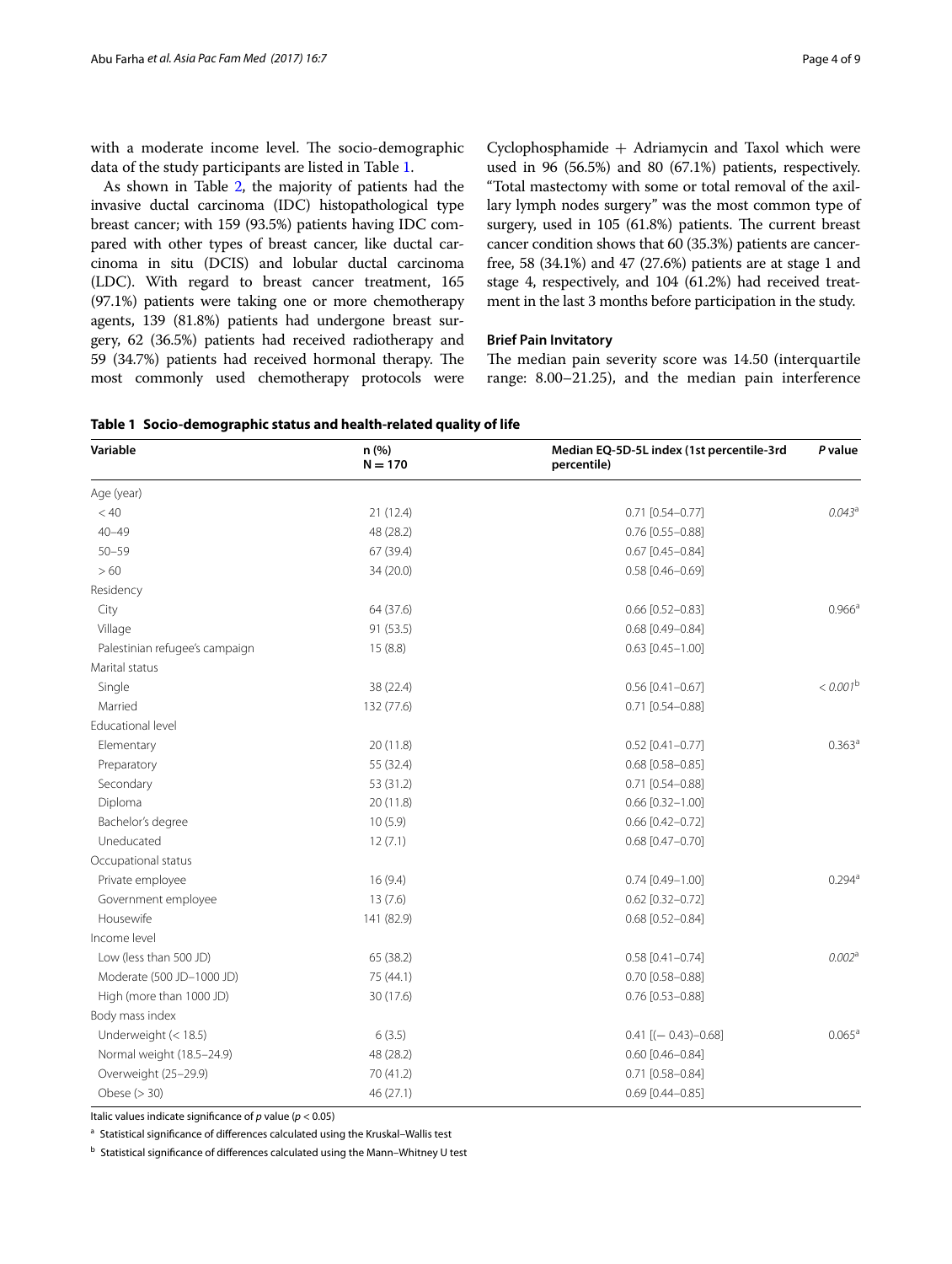with a moderate income level. The socio-demographic data of the study participants are listed in Table 1.

As shown in Table 2, the majority of patients had the invasive ductal carcinoma (IDC) histopathological type breast cancer; with 159 (93.5%) patients having IDC compared with other types of breast cancer, like ductal carcinoma in situ (DCIS) and lobular ductal carcinoma (LDC). With regard to breast cancer treatment, 165 (97.1%) patients were taking one or more chemotherapy agents, 139 (81.8%) patients had undergone breast surgery, 62 (36.5%) patients had received radiotherapy and 59 (34.7%) patients had received hormonal therapy. The most commonly used chemotherapy protocols were Cyclophosphamide + Adriamycin and Taxol which were used in 96 (56.5%) and 80 (67.1%) patients, respectively. "Total mastectomy with some or total removal of the axillary lymph nodes surgery" was the most common type of surgery, used in 105 (61.8%) patients. The current breast cancer condition shows that 60 (35.3%) patients are cancer-free, 58 (34.1%) and 47 (27.6%) patients are at stage 1 and stage 4, respectively, and 104 (61.2%) had received treatment in the last 3 months before participation in the study.

### Brief Pain Invitatory

The median pain severity score was 14.50 (interquartile range: 8.00–21.25), and the median pain interference

**Table 1 Socio-demographic status and health-related quality of life**

| Variable | n (%) N = 170 | Median EQ-5D-5L index (1st percentile-3rd percentile) | *P* value |
|---|---|---|---|
| Age (year) | | | |
| < 40 | 21 (12.4) | 0.71 [0.54–0.77] | *0.043*[a] |
| 40–49 | 48 (28.2) | 0.76 [0.55–0.88] | |
| 50–59 | 67 (39.4) | 0.67 [0.45–0.84] | |
| > 60 | 34 (20.0) | 0.58 [0.46–0.69] | |
| Residency | | | |
| City | 64 (37.6) | 0.66 [0.52–0.83] | 0.966[a] |
| Village | 91 (53.5) | 0.68 [0.49–0.84] | |
| Palestinian refugee's campaign | 15 (8.8) | 0.63 [0.45–1.00] | |
| Marital status | | | |
| Single | 38 (22.4) | 0.56 [0.41–0.67] | *< 0.001*[b] |
| Married | 132 (77.6) | 0.71 [0.54–0.88] | |
| Educational level | | | |
| Elementary | 20 (11.8) | 0.52 [0.41–0.77] | 0.363[a] |
| Preparatory | 55 (32.4) | 0.68 [0.58–0.85] | |
| Secondary | 53 (31.2) | 0.71 [0.54–0.88] | |
| Diploma | 20 (11.8) | 0.66 [0.32–1.00] | |
| Bachelor's degree | 10 (5.9) | 0.66 [0.42–0.72] | |
| Uneducated | 12 (7.1) | 0.68 [0.47–0.70] | |
| Occupational status | | | |
| Private employee | 16 (9.4) | 0.74 [0.49–1.00] | 0.294[a] |
| Government employee | 13 (7.6) | 0.62 [0.32–0.72] | |
| Housewife | 141 (82.9) | 0.68 [0.52–0.84] | |
| Income level | | | |
| Low (less than 500 JD) | 65 (38.2) | 0.58 [0.41–0.74] | *0.002*[a] |
| Moderate (500 JD–1000 JD) | 75 (44.1) | 0.70 [0.58–0.88] | |
| High (more than 1000 JD) | 30 (17.6) | 0.76 [0.53–0.88] | |
| Body mass index | | | |
| Underweight (< 18.5) | 6 (3.5) | 0.41 [(− 0.43)–0.68] | 0.065[a] |
| Normal weight (18.5–24.9) | 48 (28.2) | 0.60 [0.46–0.84] | |
| Overweight (25–29.9) | 70 (41.2) | 0.71 [0.58–0.84] | |
| Obese (> 30) | 46 (27.1) | 0.69 [0.44–0.85] | |

Italic values indicate significance of *p* value ($p < 0.05$)

[a] Statistical significance of differences calculated using the Kruskal–Wallis test

[b] Statistical significance of differences calculated using the Mann–Whitney U test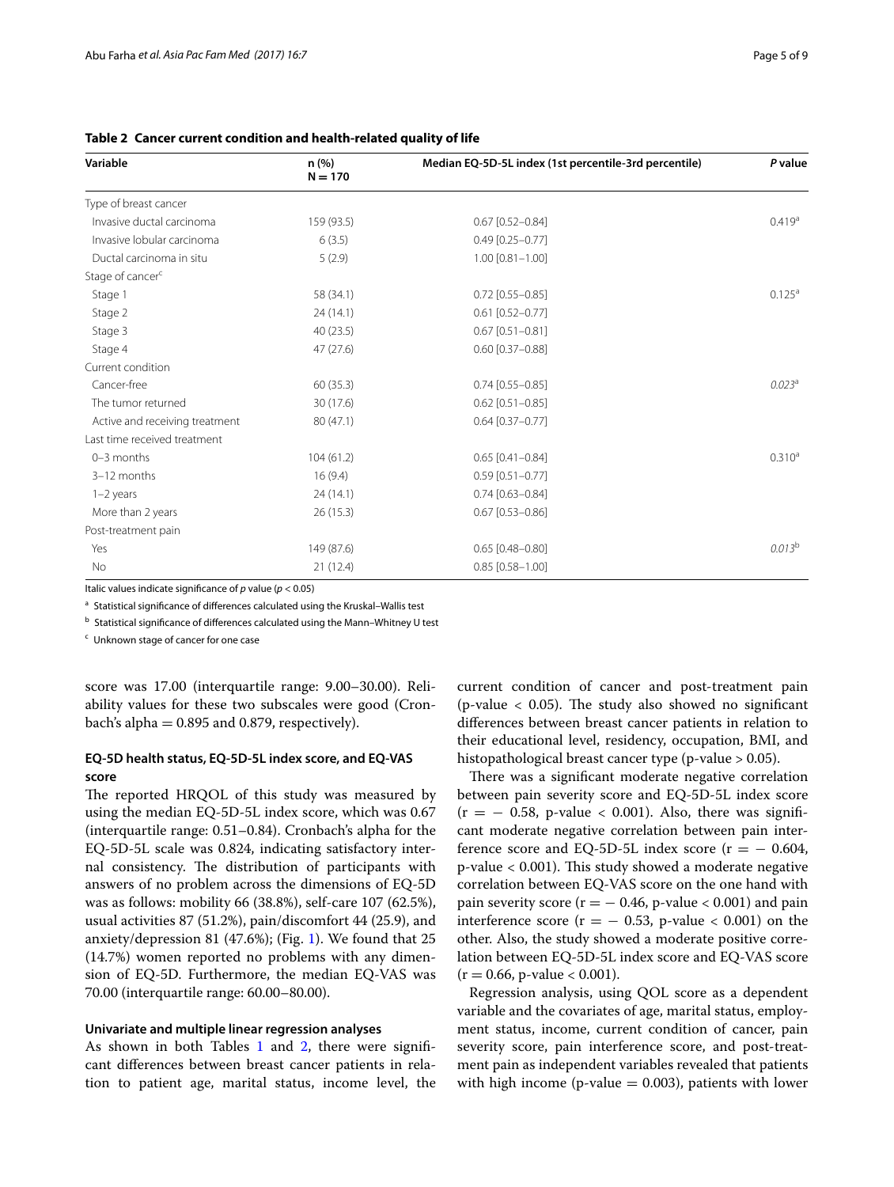**Table 2 Cancer current condition and health-related quality of life**

| Variable | n (%) N = 170 | Median EQ-5D-5L index (1st percentile-3rd percentile) | *P* value |
|---|---|---|---|
| Type of breast cancer | | | |
| Invasive ductal carcinoma | 159 (93.5) | 0.67 [0.52–0.84] | 0.419[a] |
| Invasive lobular carcinoma | 6 (3.5) | 0.49 [0.25–0.77] | |
| Ductal carcinoma in situ | 5 (2.9) | 1.00 [0.81–1.00] | |
| Stage of cancer[c] | | | |
| Stage 1 | 58 (34.1) | 0.72 [0.55–0.85] | 0.125[a] |
| Stage 2 | 24 (14.1) | 0.61 [0.52–0.77] | |
| Stage 3 | 40 (23.5) | 0.67 [0.51–0.81] | |
| Stage 4 | 47 (27.6) | 0.60 [0.37–0.88] | |
| Current condition | | | |
| Cancer-free | 60 (35.3) | 0.74 [0.55–0.85] | *0.023*[a] |
| The tumor returned | 30 (17.6) | 0.62 [0.51–0.85] | |
| Active and receiving treatment | 80 (47.1) | 0.64 [0.37–0.77] | |
| Last time received treatment | | | |
| 0–3 months | 104 (61.2) | 0.65 [0.41–0.84] | 0.310[a] |
| 3–12 months | 16 (9.4) | 0.59 [0.51–0.77] | |
| 1–2 years | 24 (14.1) | 0.74 [0.63–0.84] | |
| More than 2 years | 26 (15.3) | 0.67 [0.53–0.86] | |
| Post-treatment pain | | | |
| Yes | 149 (87.6) | 0.65 [0.48–0.80] | *0.013*[b] |
| No | 21 (12.4) | 0.85 [0.58–1.00] | |

Italic values indicate significance of *p* value ($p < 0.05$)

[a] Statistical significance of differences calculated using the Kruskal–Wallis test

[b] Statistical significance of differences calculated using the Mann–Whitney U test

[c] Unknown stage of cancer for one case

score was 17.00 (interquartile range: 9.00–30.00). Reliability values for these two subscales were good (Cronbach's alpha = 0.895 and 0.879, respectively).

### EQ-5D health status, EQ-5D-5L index score, and EQ-VAS score

The reported HRQOL of this study was measured by using the median EQ-5D-5L index score, which was 0.67 (interquartile range: 0.51–0.84). Cronbach's alpha for the EQ-5D-5L scale was 0.824, indicating satisfactory internal consistency. The distribution of participants with answers of no problem across the dimensions of EQ-5D was as follows: mobility 66 (38.8%), self-care 107 (62.5%), usual activities 87 (51.2%), pain/discomfort 44 (25.9), and anxiety/depression 81 (47.6%); (Fig. 1). We found that 25 (14.7%) women reported no problems with any dimension of EQ-5D. Furthermore, the median EQ-VAS was 70.00 (interquartile range: 60.00–80.00).

### Univariate and multiple linear regression analyses

As shown in both Tables 1 and 2, there were significant differences between breast cancer patients in relation to patient age, marital status, income level, the current condition of cancer and post-treatment pain (p-value < 0.05). The study also showed no significant differences between breast cancer patients in relation to their educational level, residency, occupation, BMI, and histopathological breast cancer type (p-value > 0.05).

There was a significant moderate negative correlation between pain severity score and EQ-5D-5L index score ($r = -0.58$, p-value < 0.001). Also, there was significant moderate negative correlation between pain interference score and EQ-5D-5L index score ($r = -0.604$, p-value < 0.001). This study showed a moderate negative correlation between EQ-VAS score on the one hand with pain severity score ($r = -0.46$, p-value < 0.001) and pain interference score ($r = -0.53$, p-value < 0.001) on the other. Also, the study showed a moderate positive correlation between EQ-5D-5L index score and EQ-VAS score ($r = 0.66$, p-value < 0.001).

Regression analysis, using QOL score as a dependent variable and the covariates of age, marital status, employment status, income, current condition of cancer, pain severity score, pain interference score, and post-treatment pain as independent variables revealed that patients with high income (p-value = 0.003), patients with lower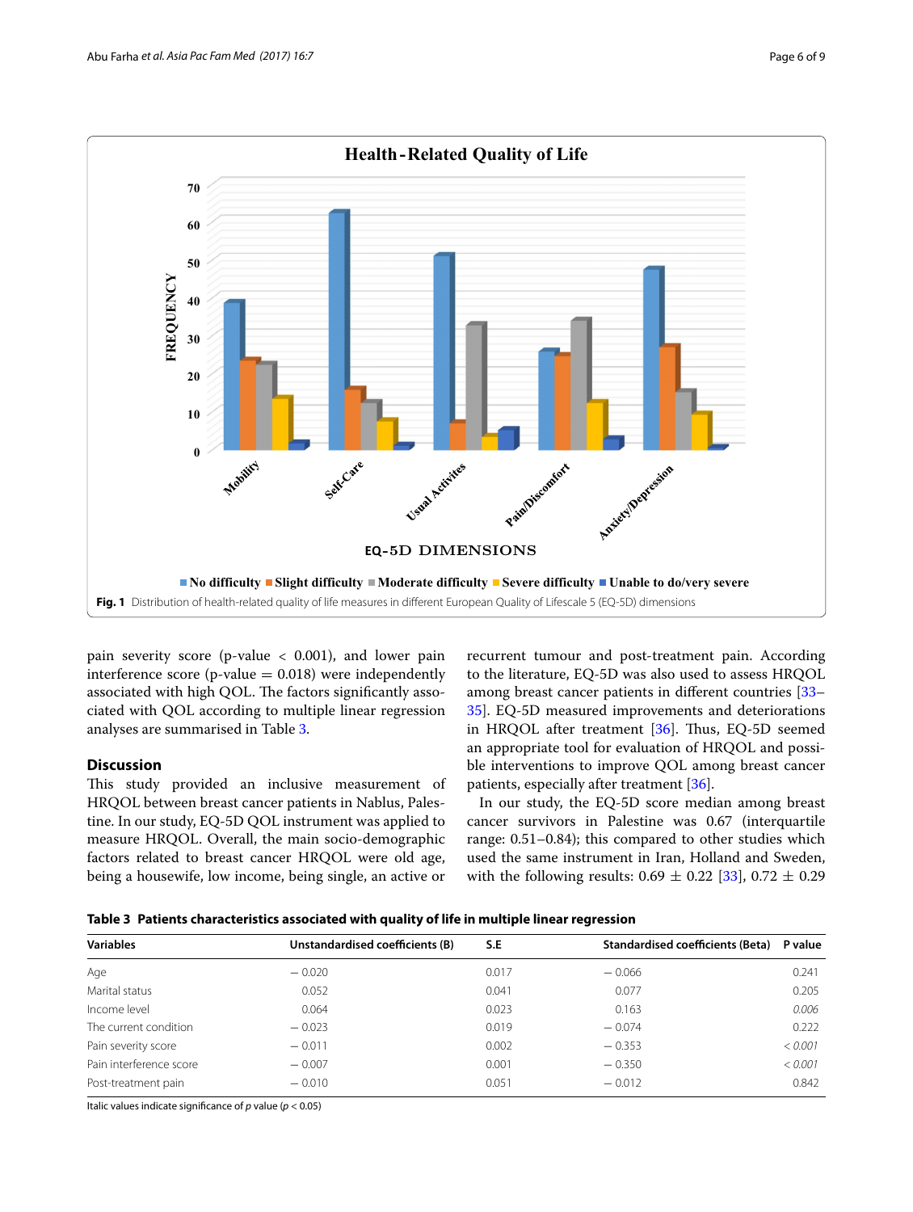Fig. 1 Distribution of health-related quality of life measures in different European Quality of Lifescale 5 (EQ-5D) dimensions

pain severity score (p-value < 0.001), and lower pain interference score (p-value = 0.018) were independently associated with high QOL. The factors significantly associated with QOL according to multiple linear regression analyses are summarised in Table 3.

## Discussion

This study provided an inclusive measurement of HRQOL between breast cancer patients in Nablus, Palestine. In our study, EQ-5D QOL instrument was applied to measure HRQOL. Overall, the main socio-demographic factors related to breast cancer HRQOL were old age, being a housewife, low income, being single, an active or recurrent tumour and post-treatment pain. According to the literature, EQ-5D was also used to assess HRQOL among breast cancer patients in different countries [33–35]. EQ-5D measured improvements and deteriorations in HRQOL after treatment [36]. Thus, EQ-5D seemed an appropriate tool for evaluation of HRQOL and possible interventions to improve QOL among breast cancer patients, especially after treatment [36].

In our study, the EQ-5D score median among breast cancer survivors in Palestine was 0.67 (interquartile range: 0.51–0.84); this compared to other studies which used the same instrument in Iran, Holland and Sweden, with the following results: 0.69 ± 0.22 [33], 0.72 ± 0.29

**Table 3 Patients characteristics associated with quality of life in multiple linear regression**

| Variables | Unstandardised coefficients (B) | S.E | Standardised coefficients (Beta) | P value |
|---|---|---|---|---|
| Age | − 0.020 | 0.017 | − 0.066 | 0.241 |
| Marital status | 0.052 | 0.041 | 0.077 | 0.205 |
| Income level | 0.064 | 0.023 | 0.163 | *0.006* |
| The current condition | − 0.023 | 0.019 | − 0.074 | 0.222 |
| Pain severity score | − 0.011 | 0.002 | − 0.353 | *< 0.001* |
| Pain interference score | − 0.007 | 0.001 | − 0.350 | *< 0.001* |
| Post-treatment pain | − 0.010 | 0.051 | − 0.012 | 0.842 |

Italic values indicate significance of *p* value ($p < 0.05$)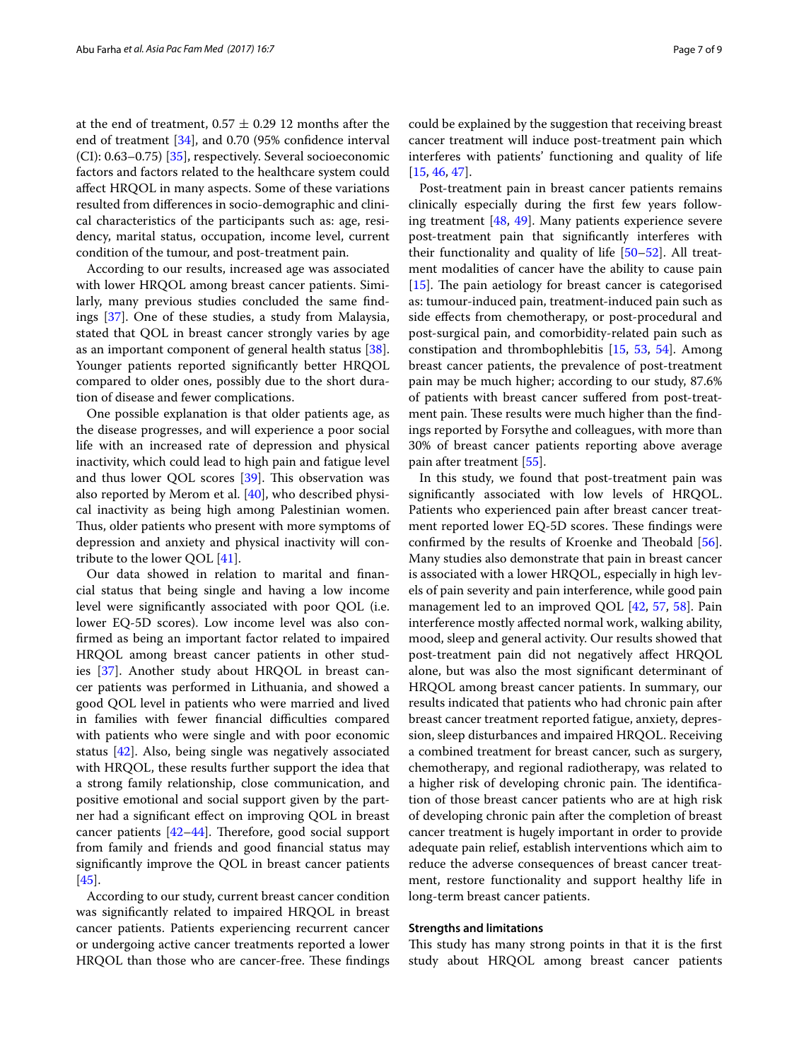at the end of treatment, 0.57 ± 0.29 12 months after the end of treatment [34], and 0.70 (95% confidence interval (CI): 0.63–0.75) [35], respectively. Several socioeconomic factors and factors related to the healthcare system could affect HRQOL in many aspects. Some of these variations resulted from differences in socio-demographic and clinical characteristics of the participants such as: age, residency, marital status, occupation, income level, current condition of the tumour, and post-treatment pain.

According to our results, increased age was associated with lower HRQOL among breast cancer patients. Similarly, many previous studies concluded the same findings [37]. One of these studies, a study from Malaysia, stated that QOL in breast cancer strongly varies by age as an important component of general health status [38]. Younger patients reported significantly better HRQOL compared to older ones, possibly due to the short duration of disease and fewer complications.

One possible explanation is that older patients age, as the disease progresses, and will experience a poor social life with an increased rate of depression and physical inactivity, which could lead to high pain and fatigue level and thus lower QOL scores [39]. This observation was also reported by Merom et al. [40], who described physical inactivity as being high among Palestinian women. Thus, older patients who present with more symptoms of depression and anxiety and physical inactivity will contribute to the lower QOL [41].

Our data showed in relation to marital and financial status that being single and having a low income level were significantly associated with poor QOL (i.e. lower EQ-5D scores). Low income level was also confirmed as being an important factor related to impaired HRQOL among breast cancer patients in other studies [37]. Another study about HRQOL in breast cancer patients was performed in Lithuania, and showed a good QOL level in patients who were married and lived in families with fewer financial difficulties compared with patients who were single and with poor economic status [42]. Also, being single was negatively associated with HRQOL, these results further support the idea that a strong family relationship, close communication, and positive emotional and social support given by the partner had a significant effect on improving QOL in breast cancer patients [42–44]. Therefore, good social support from family and friends and good financial status may significantly improve the QOL in breast cancer patients [45].

According to our study, current breast cancer condition was significantly related to impaired HRQOL in breast cancer patients. Patients experiencing recurrent cancer or undergoing active cancer treatments reported a lower HRQOL than those who are cancer-free. These findings could be explained by the suggestion that receiving breast cancer treatment will induce post-treatment pain which interferes with patients' functioning and quality of life [15, 46, 47].

Post-treatment pain in breast cancer patients remains clinically especially during the first few years following treatment [48, 49]. Many patients experience severe post-treatment pain that significantly interferes with their functionality and quality of life [50–52]. All treatment modalities of cancer have the ability to cause pain [15]. The pain aetiology for breast cancer is categorised as: tumour-induced pain, treatment-induced pain such as side effects from chemotherapy, or post-procedural and post-surgical pain, and comorbidity-related pain such as constipation and thrombophlebitis [15, 53, 54]. Among breast cancer patients, the prevalence of post-treatment pain may be much higher; according to our study, 87.6% of patients with breast cancer suffered from post-treatment pain. These results were much higher than the findings reported by Forsythe and colleagues, with more than 30% of breast cancer patients reporting above average pain after treatment [55].

In this study, we found that post-treatment pain was significantly associated with low levels of HRQOL. Patients who experienced pain after breast cancer treatment reported lower EQ-5D scores. These findings were confirmed by the results of Kroenke and Theobald [56]. Many studies also demonstrate that pain in breast cancer is associated with a lower HRQOL, especially in high levels of pain severity and pain interference, while good pain management led to an improved QOL [42, 57, 58]. Pain interference mostly affected normal work, walking ability, mood, sleep and general activity. Our results showed that post-treatment pain did not negatively affect HRQOL alone, but was also the most significant determinant of HRQOL among breast cancer patients. In summary, our results indicated that patients who had chronic pain after breast cancer treatment reported fatigue, anxiety, depression, sleep disturbances and impaired HRQOL. Receiving a combined treatment for breast cancer, such as surgery, chemotherapy, and regional radiotherapy, was related to a higher risk of developing chronic pain. The identification of those breast cancer patients who are at high risk of developing chronic pain after the completion of breast cancer treatment is hugely important in order to provide adequate pain relief, establish interventions which aim to reduce the adverse consequences of breast cancer treatment, restore functionality and support healthy life in long-term breast cancer patients.

### Strengths and limitations

This study has many strong points in that it is the first study about HRQOL among breast cancer patients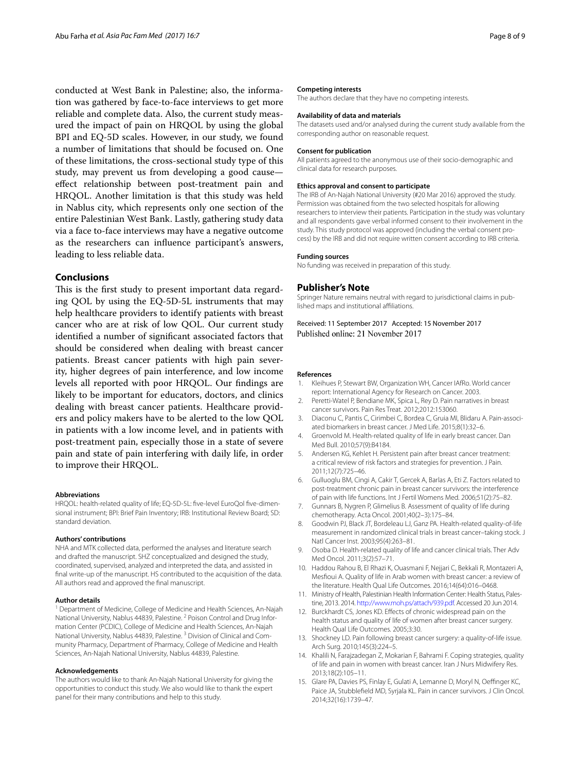conducted at West Bank in Palestine; also, the information was gathered by face-to-face interviews to get more reliable and complete data. Also, the current study measured the impact of pain on HRQOL by using the global BPI and EQ-5D scales. However, in our study, we found a number of limitations that should be focused on. One of these limitations, the cross-sectional study type of this study, may prevent us from developing a good cause—effect relationship between post-treatment pain and HRQOL. Another limitation is that this study was held in Nablus city, which represents only one section of the entire Palestinian West Bank. Lastly, gathering study data via a face to-face interviews may have a negative outcome as the researchers can influence participant's answers, leading to less reliable data.

## Conclusions

This is the first study to present important data regarding QOL by using the EQ-5D-5L instruments that may help healthcare providers to identify patients with breast cancer who are at risk of low QOL. Our current study identified a number of significant associated factors that should be considered when dealing with breast cancer patients. Breast cancer patients with high pain severity, higher degrees of pain interference, and low income levels all reported with poor HRQOL. Our findings are likely to be important for educators, doctors, and clinics dealing with breast cancer patients. Healthcare providers and policy makers have to be alerted to the low QOL in patients with a low income level, and in patients with post-treatment pain, especially those in a state of severe pain and state of pain interfering with daily life, in order to improve their HRQOL.

#### Abbreviations

HRQOL: health-related quality of life; EQ-5D-5L: five-level EuroQol five-dimensional instrument; BPI: Brief Pain Inventory; IRB: Institutional Review Board; SD: standard deviation.

#### Authors' contributions

NHA and MTK collected data, performed the analyses and literature search and drafted the manuscript. SHZ conceptualized and designed the study, coordinated, supervised, analyzed and interpreted the data, and assisted in final write-up of the manuscript. HS contributed to the acquisition of the data. All authors read and approved the final manuscript.

#### Author details

[1] Department of Medicine, College of Medicine and Health Sciences, An-Najah National University, Nablus 44839, Palestine. [2] Poison Control and Drug Information Center (PCDIC), College of Medicine and Health Sciences, An-Najah National University, Nablus 44839, Palestine. [3] Division of Clinical and Community Pharmacy, Department of Pharmacy, College of Medicine and Health Sciences, An-Najah National University, Nablus 44839, Palestine.

#### Acknowledgements

The authors would like to thank An-Najah National University for giving the opportunities to conduct this study. We also would like to thank the expert panel for their many contributions and help to this study.

#### Competing interests

The authors declare that they have no competing interests.

#### Availability of data and materials

The datasets used and/or analysed during the current study available from the corresponding author on reasonable request.

#### Consent for publication

All patients agreed to the anonymous use of their socio-demographic and clinical data for research purposes.

#### Ethics approval and consent to participate

The IRB of An-Najah National University (#20 Mar 2016) approved the study. Permission was obtained from the two selected hospitals for allowing researchers to interview their patients. Participation in the study was voluntary and all respondents gave verbal informed consent to their involvement in the study. This study protocol was approved (including the verbal consent process) by the IRB and did not require written consent according to IRB criteria.

#### Funding sources

No funding was received in preparation of this study.

## Publisher's Note

Springer Nature remains neutral with regard to jurisdictional claims in published maps and institutional affiliations.

Received: 11 September 2017 Accepted: 15 November 2017
Published online: 21 November 2017

#### References

1. Kleihues P, Stewart BW, Organization WH, Cancer IAfRo. World cancer report: International Agency for Research on Cancer. 2003.
2. Peretti-Watel P, Bendiane MK, Spica L, Rey D. Pain narratives in breast cancer survivors. Pain Res Treat. 2012;2012:153060.
3. Diaconu C, Pantis C, Cirimbei C, Bordea C, Gruia MI, Blidaru A. Pain-associated biomarkers in breast cancer. J Med Life. 2015;8(1):32–6.
4. Groenvold M. Health-related quality of life in early breast cancer. Dan Med Bull. 2010;57(9):B4184.
5. Andersen KG, Kehlet H. Persistent pain after breast cancer treatment: a critical review of risk factors and strategies for prevention. J Pain. 2011;12(7):725–46.
6. Gulluoglu BM, Cingi A, Cakir T, Gercek A, Barlas A, Eti Z. Factors related to post-treatment chronic pain in breast cancer survivors: the interference of pain with life functions. Int J Fertil Womens Med. 2006;51(2):75–82.
7. Gunnars B, Nygren P, Glimelius B. Assessment of quality of life during chemotherapy. Acta Oncol. 2001;40(2–3):175–84.
8. Goodwin PJ, Black JT, Bordeleau LJ, Ganz PA. Health-related quality-of-life measurement in randomized clinical trials in breast cancer–taking stock. J Natl Cancer Inst. 2003;95(4):263–81.
9. Osoba D. Health-related quality of life and cancer clinical trials. Ther Adv Med Oncol. 2011;3(2):57–71.
10. Haddou Rahou B, El Rhazi K, Ouasmani F, Nejjari C, Bekkali R, Montazeri A, Mesfioui A. Quality of life in Arab women with breast cancer: a review of the literature. Health Qual Life Outcomes. 2016;14(64):016–0468.
11. Ministry of Health, Palestinian Health Information Center: Health Status, Palestine, 2013. 2014. http://www.moh.ps/attach/939.pdf. Accessed 20 Jun 2014.
12. Burckhardt CS, Jones KD. Effects of chronic widespread pain on the health status and quality of life of women after breast cancer surgery. Health Qual Life Outcomes. 2005;3:30.
13. Shockney LD. Pain following breast cancer surgery: a quality-of-life issue. Arch Surg. 2010;145(3):224–5.
14. Khalili N, Farajzadegan Z, Mokarian F, Bahrami F. Coping strategies, quality of life and pain in women with breast cancer. Iran J Nurs Midwifery Res. 2013;18(2):105–11.
15. Glare PA, Davies PS, Finlay E, Gulati A, Lemanne D, Moryl N, Oeffinger KC, Paice JA, Stubblefield MD, Syrjala KL. Pain in cancer survivors. J Clin Oncol. 2014;32(16):1739–47.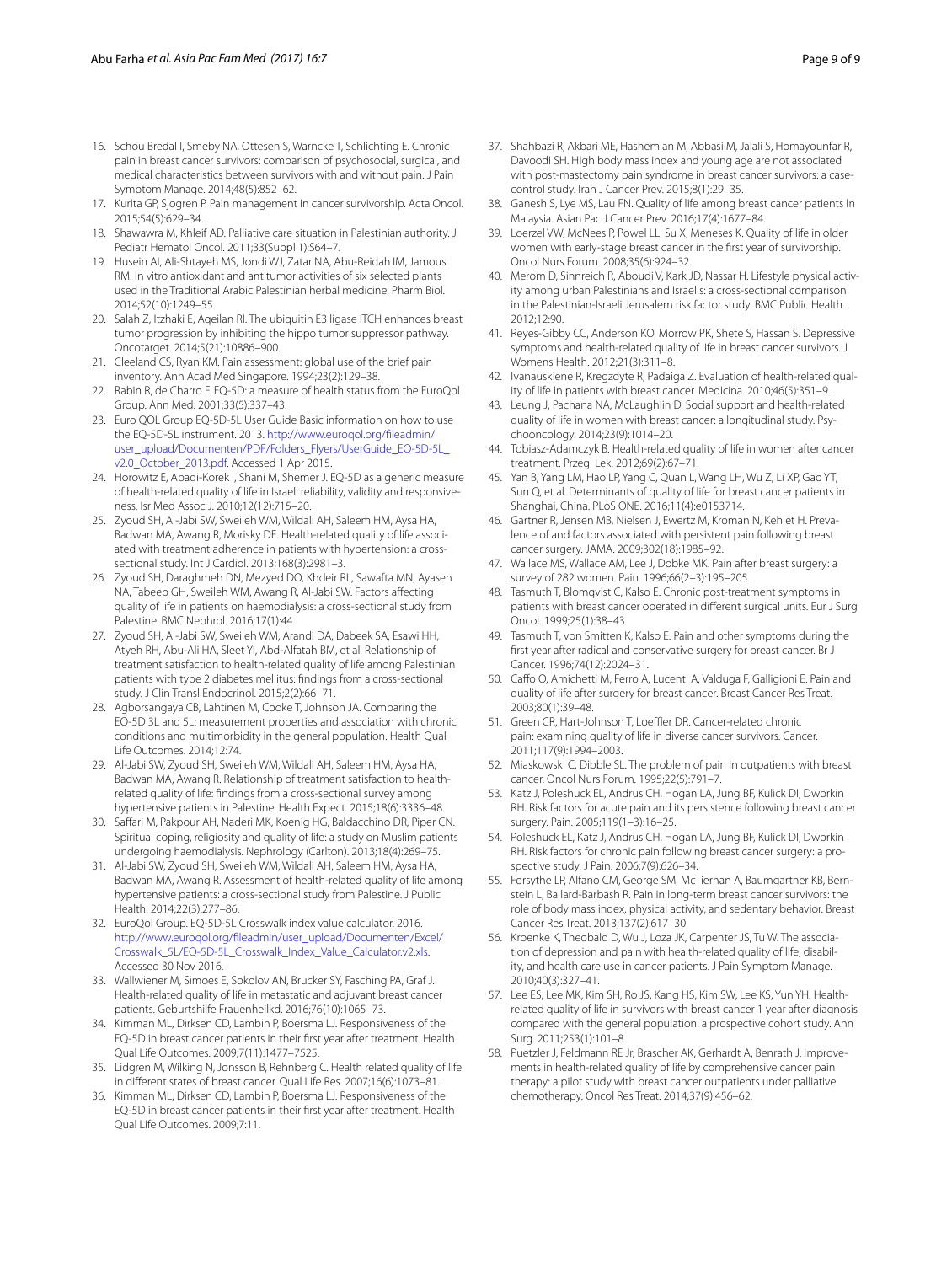16. Schou Bredal I, Smeby NA, Ottesen S, Warncke T, Schlichting E. Chronic pain in breast cancer survivors: comparison of psychosocial, surgical, and medical characteristics between survivors with and without pain. J Pain Symptom Manage. 2014;48(5):852–62.
17. Kurita GP, Sjogren P. Pain management in cancer survivorship. Acta Oncol. 2015;54(5):629–34.
18. Shawawra M, Khleif AD. Palliative care situation in Palestinian authority. J Pediatr Hematol Oncol. 2011;33(Suppl 1):S64–7.
19. Husein AI, Ali-Shtayeh MS, Jondi WJ, Zatar NA, Abu-Reidah IM, Jamous RM. In vitro antioxidant and antitumor activities of six selected plants used in the Traditional Arabic Palestinian herbal medicine. Pharm Biol. 2014;52(10):1249–55.
20. Salah Z, Itzhaki E, Aqeilan RI. The ubiquitin E3 ligase ITCH enhances breast tumor progression by inhibiting the hippo tumor suppressor pathway. Oncotarget. 2014;5(21):10886–900.
21. Cleeland CS, Ryan KM. Pain assessment: global use of the brief pain inventory. Ann Acad Med Singapore. 1994;23(2):129–38.
22. Rabin R, de Charro F. EQ-5D: a measure of health status from the EuroQol Group. Ann Med. 2001;33(5):337–43.
23. Euro QOL Group EQ-5D-5L User Guide Basic information on how to use the EQ-5D-5L instrument. 2013. http://www.euroqol.org/fileadmin/user_upload/Documenten/PDF/Folders_Flyers/UserGuide_EQ-5D-5L_v2.0_October_2013.pdf. Accessed 1 Apr 2015.
24. Horowitz E, Abadi-Korek I, Shani M, Shemer J. EQ-5D as a generic measure of health-related quality of life in Israel: reliability, validity and responsiveness. Isr Med Assoc J. 2010;12(12):715–20.
25. Zyoud SH, Al-Jabi SW, Sweileh WM, Wildali AH, Saleem HM, Aysa HA, Badwan MA, Awang R, Morisky DE. Health-related quality of life associated with treatment adherence in patients with hypertension: a cross-sectional study. Int J Cardiol. 2013;168(3):2981–3.
26. Zyoud SH, Daraghmeh DN, Mezyed DO, Khdeir RL, Sawafta MN, Ayaseh NA, Tabeeb GH, Sweileh WM, Awang R, Al-Jabi SW. Factors affecting quality of life in patients on haemodialysis: a cross-sectional study from Palestine. BMC Nephrol. 2016;17(1):44.
27. Zyoud SH, Al-Jabi SW, Sweileh WM, Arandi DA, Dabeek SA, Esawi HH, Atyeh RH, Abu-Ali HA, Sleet YI, Abd-Alfatah BM, et al. Relationship of treatment satisfaction to health-related quality of life among Palestinian patients with type 2 diabetes mellitus: findings from a cross-sectional study. J Clin Transl Endocrinol. 2015;2(2):66–71.
28. Agborsangaya CB, Lahtinen M, Cooke T, Johnson JA. Comparing the EQ-5D 3L and 5L: measurement properties and association with chronic conditions and multimorbidity in the general population. Health Qual Life Outcomes. 2014;12:74.
29. Al-Jabi SW, Zyoud SH, Sweileh WM, Wildali AH, Saleem HM, Aysa HA, Badwan MA, Awang R. Relationship of treatment satisfaction to health-related quality of life: findings from a cross-sectional survey among hypertensive patients in Palestine. Health Expect. 2015;18(6):3336–48.
30. Saffari M, Pakpour AH, Naderi MK, Koenig HG, Baldacchino DR, Piper CN. Spiritual coping, religiosity and quality of life: a study on Muslim patients undergoing haemodialysis. Nephrology (Carlton). 2013;18(4):269–75.
31. Al-Jabi SW, Zyoud SH, Sweileh WM, Wildali AH, Saleem HM, Aysa HA, Badwan MA, Awang R. Assessment of health-related quality of life among hypertensive patients: a cross-sectional study from Palestine. J Public Health. 2014;22(3):277–86.
32. EuroQol Group. EQ-5D-5L Crosswalk index value calculator. 2016. http://www.euroqol.org/fileadmin/user_upload/Documenten/Excel/Crosswalk_5L/EQ-5D-5L_Crosswalk_Index_Value_Calculator.v2.xls. Accessed 30 Nov 2016.
33. Wallwiener M, Simoes E, Sokolov AN, Brucker SY, Fasching PA, Graf J. Health-related quality of life in metastatic and adjuvant breast cancer patients. Geburtshilfe Frauenheilkd. 2016;76(10):1065–73.
34. Kimman ML, Dirksen CD, Lambin P, Boersma LJ. Responsiveness of the EQ-5D in breast cancer patients in their first year after treatment. Health Qual Life Outcomes. 2009;7(11):1477–7525.
35. Lidgren M, Wilking N, Jonsson B, Rehnberg C. Health related quality of life in different states of breast cancer. Qual Life Res. 2007;16(6):1073–81.
36. Kimman ML, Dirksen CD, Lambin P, Boersma LJ. Responsiveness of the EQ-5D in breast cancer patients in their first year after treatment. Health Qual Life Outcomes. 2009;7:11.
37. Shahbazi R, Akbari ME, Hashemian M, Abbasi M, Jalali S, Homayounfar R, Davoodi SH. High body mass index and young age are not associated with post-mastectomy pain syndrome in breast cancer survivors: a case-control study. Iran J Cancer Prev. 2015;8(1):29–35.
38. Ganesh S, Lye MS, Lau FN. Quality of life among breast cancer patients In Malaysia. Asian Pac J Cancer Prev. 2016;17(4):1677–84.
39. Loerzel VW, McNees P, Powel LL, Su X, Meneses K. Quality of life in older women with early-stage breast cancer in the first year of survivorship. Oncol Nurs Forum. 2008;35(6):924–32.
40. Merom D, Sinnreich R, Aboudi V, Kark JD, Nassar H. Lifestyle physical activity among urban Palestinians and Israelis: a cross-sectional comparison in the Palestinian-Israeli Jerusalem risk factor study. BMC Public Health. 2012;12:90.
41. Reyes-Gibby CC, Anderson KO, Morrow PK, Shete S, Hassan S. Depressive symptoms and health-related quality of life in breast cancer survivors. J Womens Health. 2012;21(3):311–8.
42. Ivanauskiene R, Kregzdyte R, Padaiga Z. Evaluation of health-related quality of life in patients with breast cancer. Medicina. 2010;46(5):351–9.
43. Leung J, Pachana NA, McLaughlin D. Social support and health-related quality of life in women with breast cancer: a longitudinal study. Psychooncology. 2014;23(9):1014–20.
44. Tobiasz-Adamczyk B. Health-related quality of life in women after cancer treatment. Przegl Lek. 2012;69(2):67–71.
45. Yan B, Yang LM, Hao LP, Yang C, Quan L, Wang LH, Wu Z, Li XP, Gao YT, Sun Q, et al. Determinants of quality of life for breast cancer patients in Shanghai, China. PLoS ONE. 2016;11(4):e0153714.
46. Gartner R, Jensen MB, Nielsen J, Ewertz M, Kroman N, Kehlet H. Prevalence of and factors associated with persistent pain following breast cancer surgery. JAMA. 2009;302(18):1985–92.
47. Wallace MS, Wallace AM, Lee J, Dobke MK. Pain after breast surgery: a survey of 282 women. Pain. 1996;66(2–3):195–205.
48. Tasmuth T, Blomqvist C, Kalso E. Chronic post-treatment symptoms in patients with breast cancer operated in different surgical units. Eur J Surg Oncol. 1999;25(1):38–43.
49. Tasmuth T, von Smitten K, Kalso E. Pain and other symptoms during the first year after radical and conservative surgery for breast cancer. Br J Cancer. 1996;74(12):2024–31.
50. Caffo O, Amichetti M, Ferro A, Lucenti A, Valduga F, Galligioni E. Pain and quality of life after surgery for breast cancer. Breast Cancer Res Treat. 2003;80(1):39–48.
51. Green CR, Hart-Johnson T, Loeffler DR. Cancer-related chronic pain: examining quality of life in diverse cancer survivors. Cancer. 2011;117(9):1994–2003.
52. Miaskowski C, Dibble SL. The problem of pain in outpatients with breast cancer. Oncol Nurs Forum. 1995;22(5):791–7.
53. Katz J, Poleshuck EL, Andrus CH, Hogan LA, Jung BF, Kulick DI, Dworkin RH. Risk factors for acute pain and its persistence following breast cancer surgery. Pain. 2005;119(1–3):16–25.
54. Poleshuck EL, Katz J, Andrus CH, Hogan LA, Jung BF, Kulick DI, Dworkin RH. Risk factors for chronic pain following breast cancer surgery: a prospective study. J Pain. 2006;7(9):626–34.
55. Forsythe LP, Alfano CM, George SM, McTiernan A, Baumgartner KB, Bernstein L, Ballard-Barbash R. Pain in long-term breast cancer survivors: the role of body mass index, physical activity, and sedentary behavior. Breast Cancer Res Treat. 2013;137(2):617–30.
56. Kroenke K, Theobald D, Wu J, Loza JK, Carpenter JS, Tu W. The association of depression and pain with health-related quality of life, disability, and health care use in cancer patients. J Pain Symptom Manage. 2010;40(3):327–41.
57. Lee ES, Lee MK, Kim SH, Ro JS, Kang HS, Kim SW, Lee KS, Yun YH. Health-related quality of life in survivors with breast cancer 1 year after diagnosis compared with the general population: a prospective cohort study. Ann Surg. 2011;253(1):101–8.
58. Puetzler J, Feldmann RE Jr, Brascher AK, Gerhardt A, Benrath J. Improvements in health-related quality of life by comprehensive cancer pain therapy: a pilot study with breast cancer outpatients under palliative chemotherapy. Oncol Res Treat. 2014;37(9):456–62.